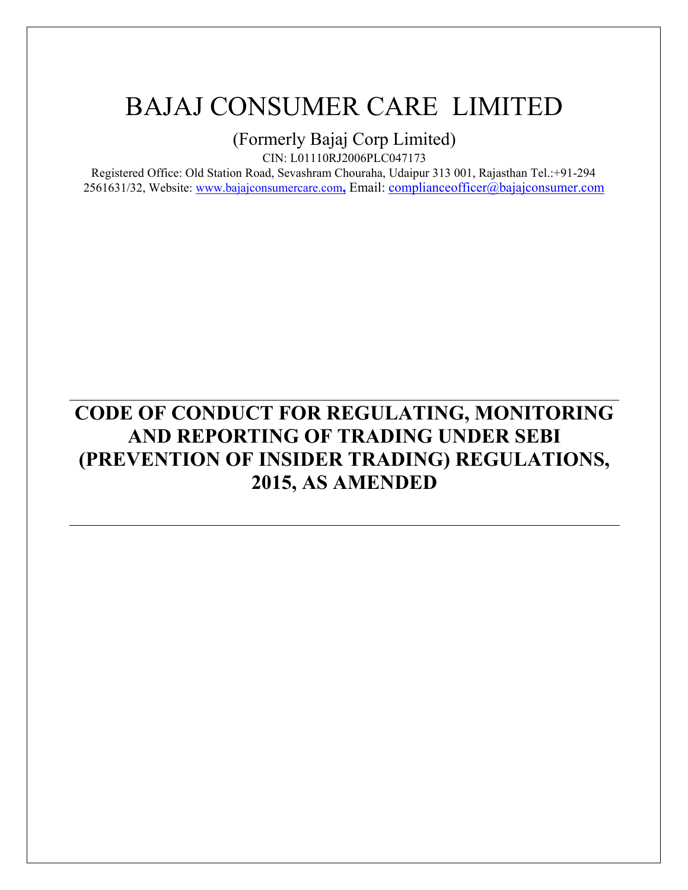# BAJAJ CONSUMER CARE LIMITED

(Formerly Bajaj Corp Limited)

CIN: L01110RJ2006PLC047173

Registered Office: Old Station Road, Sevashram Chouraha, Udaipur 313 001, Rajasthan Tel.:+91-294 2561631/32, Website: www.bajajconsumercare.com, Email: complianceofficer@bajajconsumer.com

---

## CODE OF CONDUCT FOR REGULATING, MONITORING AND REPORTING OF TRADING UNDER SEBI (PREVENTION OF INSIDER TRADING) REGULATIONS, 2015, AS AMENDED

---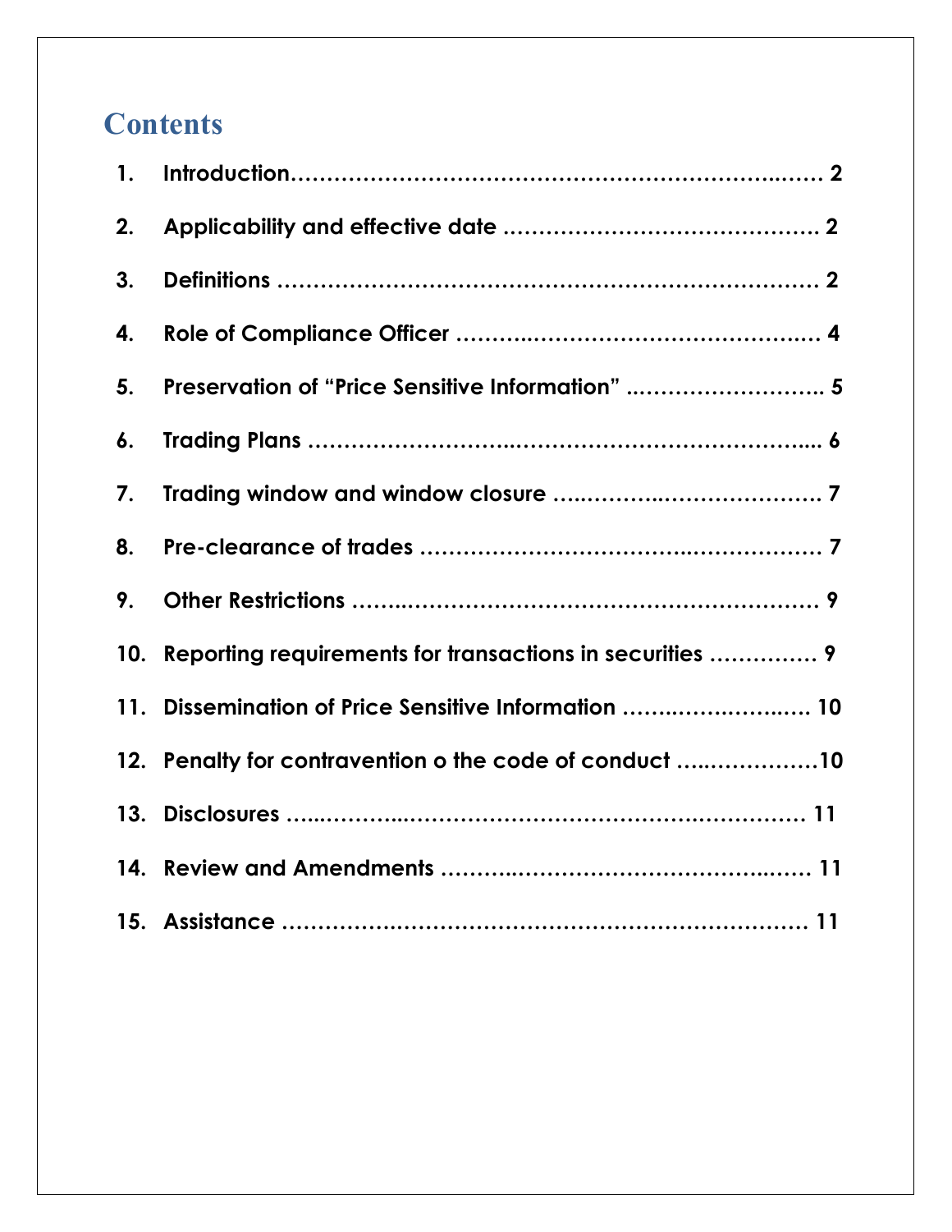# Contents

1. **Introduction……………………………………………………………..…… 2**
2. **Applicability and effective date ……………………………………… 2**
3. **Definitions …………………………………………………………………… 2**
4. **Role of Compliance Officer ……..……………………………………… 4**
5. **Preservation of "Price Sensitive Information" ..…………………….. 5**
6. **Trading Plans ……………………..………………………………………... 6**
7. **Trading window and window closure …..……………..……………… 7**
8. **Pre-clearance of trades ………………………………..…………….… 7**
9. **Other Restrictions ……..…………………………………………………… 9**
10. **Reporting requirements for transactions in securities …………… 9**
11. **Dissemination of Price Sensitive Information …….….…….….…. 10**
12. **Penalty for contravention o the code of conduct …..……………10**
13. **Disclosures …..…………..…………………………………….………… 11**
14. **Review and Amendments ……….……………………………..…… 11**
15. **Assistance ………………………………………………………………… 11**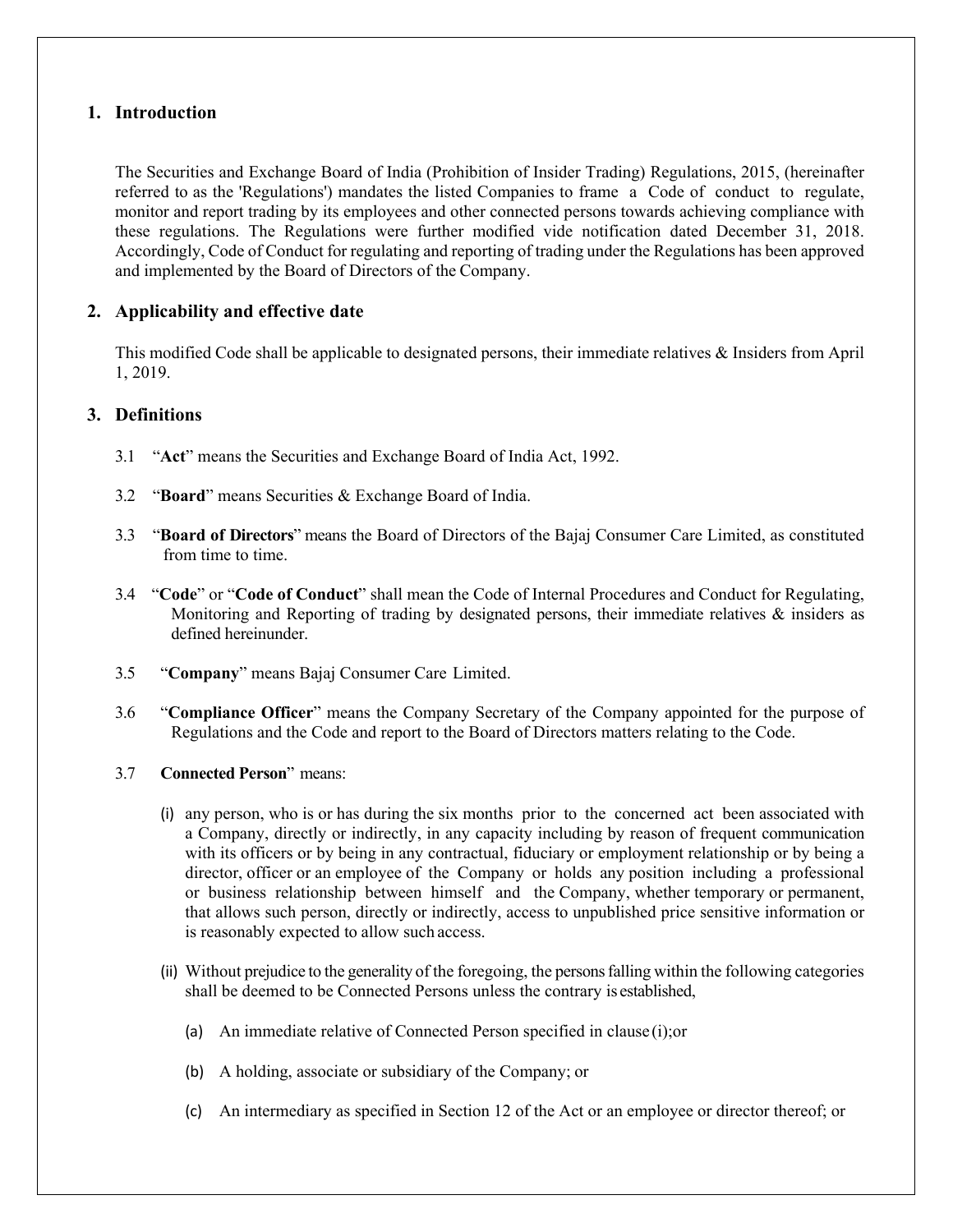## 1. Introduction

The Securities and Exchange Board of India (Prohibition of Insider Trading) Regulations, 2015, (hereinafter referred to as the 'Regulations') mandates the listed Companies to frame a Code of conduct to regulate, monitor and report trading by its employees and other connected persons towards achieving compliance with these regulations. The Regulations were further modified vide notification dated December 31, 2018. Accordingly, Code of Conduct for regulating and reporting of trading under the Regulations has been approved and implemented by the Board of Directors of the Company.

## 2. Applicability and effective date

This modified Code shall be applicable to designated persons, their immediate relatives & Insiders from April 1, 2019.

## 3. Definitions

3.1 "**Act**" means the Securities and Exchange Board of India Act, 1992.

3.2 "**Board**" means Securities & Exchange Board of India.

3.3 "**Board of Directors**" means the Board of Directors of the Bajaj Consumer Care Limited, as constituted from time to time.

3.4 "**Code**" or "**Code of Conduct**" shall mean the Code of Internal Procedures and Conduct for Regulating, Monitoring and Reporting of trading by designated persons, their immediate relatives & insiders as defined hereinunder.

3.5 "**Company**" means Bajaj Consumer Care Limited.

3.6 "**Compliance Officer**" means the Company Secretary of the Company appointed for the purpose of Regulations and the Code and report to the Board of Directors matters relating to the Code.

3.7 **Connected Person**" means:

(i) any person, who is or has during the six months prior to the concerned act been associated with a Company, directly or indirectly, in any capacity including by reason of frequent communication with its officers or by being in any contractual, fiduciary or employment relationship or by being a director, officer or an employee of the Company or holds any position including a professional or business relationship between himself and the Company, whether temporary or permanent, that allows such person, directly or indirectly, access to unpublished price sensitive information or is reasonably expected to allow such access.

(ii) Without prejudice to the generality of the foregoing, the persons falling within the following categories shall be deemed to be Connected Persons unless the contrary is established,

(a) An immediate relative of Connected Person specified in clause (i);or

(b) A holding, associate or subsidiary of the Company; or

(c) An intermediary as specified in Section 12 of the Act or an employee or director thereof; or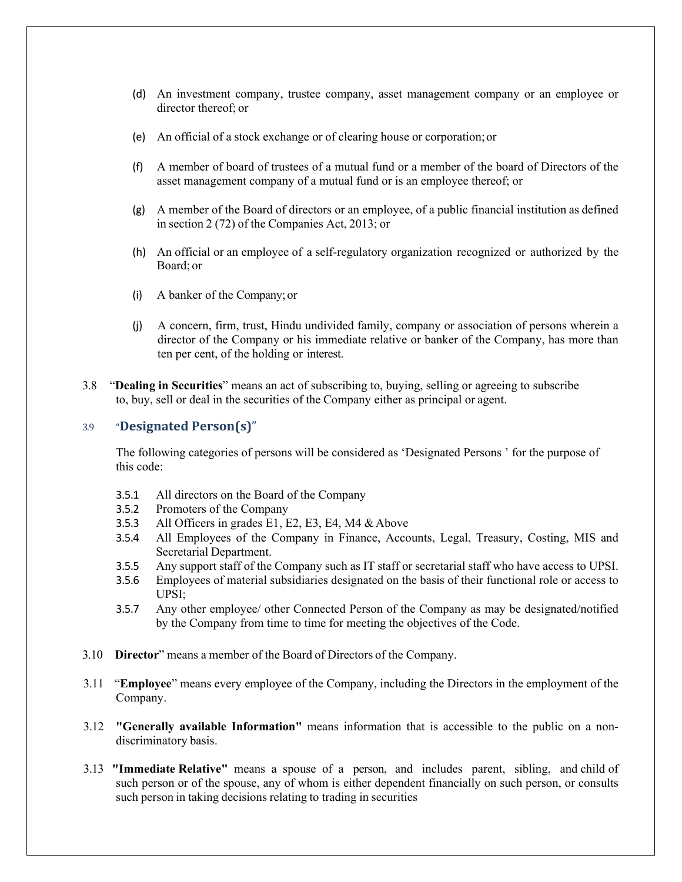(d) An investment company, trustee company, asset management company or an employee or director thereof; or

(e) An official of a stock exchange or of clearing house or corporation; or

(f) A member of board of trustees of a mutual fund or a member of the board of Directors of the asset management company of a mutual fund or is an employee thereof; or

(g) A member of the Board of directors or an employee, of a public financial institution as defined in section 2 (72) of the Companies Act, 2013; or

(h) An official or an employee of a self-regulatory organization recognized or authorized by the Board; or

(i) A banker of the Company; or

(j) A concern, firm, trust, Hindu undivided family, company or association of persons wherein a director of the Company or his immediate relative or banker of the Company, has more than ten per cent, of the holding or interest.

3.8 "**Dealing in Securities**" means an act of subscribing to, buying, selling or agreeing to subscribe to, buy, sell or deal in the securities of the Company either as principal or agent.

### 3.9 "Designated Person(s)"

The following categories of persons will be considered as 'Designated Persons ' for the purpose of this code:

3.5.1 All directors on the Board of the Company
3.5.2 Promoters of the Company
3.5.3 All Officers in grades E1, E2, E3, E4, M4 & Above
3.5.4 All Employees of the Company in Finance, Accounts, Legal, Treasury, Costing, MIS and Secretarial Department.
3.5.5 Any support staff of the Company such as IT staff or secretarial staff who have access to UPSI.
3.5.6 Employees of material subsidiaries designated on the basis of their functional role or access to UPSI;
3.5.7 Any other employee/ other Connected Person of the Company as may be designated/notified by the Company from time to time for meeting the objectives of the Code.

3.10 **Director**" means a member of the Board of Directors of the Company.

3.11 "**Employee**" means every employee of the Company, including the Directors in the employment of the Company.

3.12 **"Generally available Information"** means information that is accessible to the public on a non-discriminatory basis.

3.13 **"Immediate Relative"** means a spouse of a person, and includes parent, sibling, and child of such person or of the spouse, any of whom is either dependent financially on such person, or consults such person in taking decisions relating to trading in securities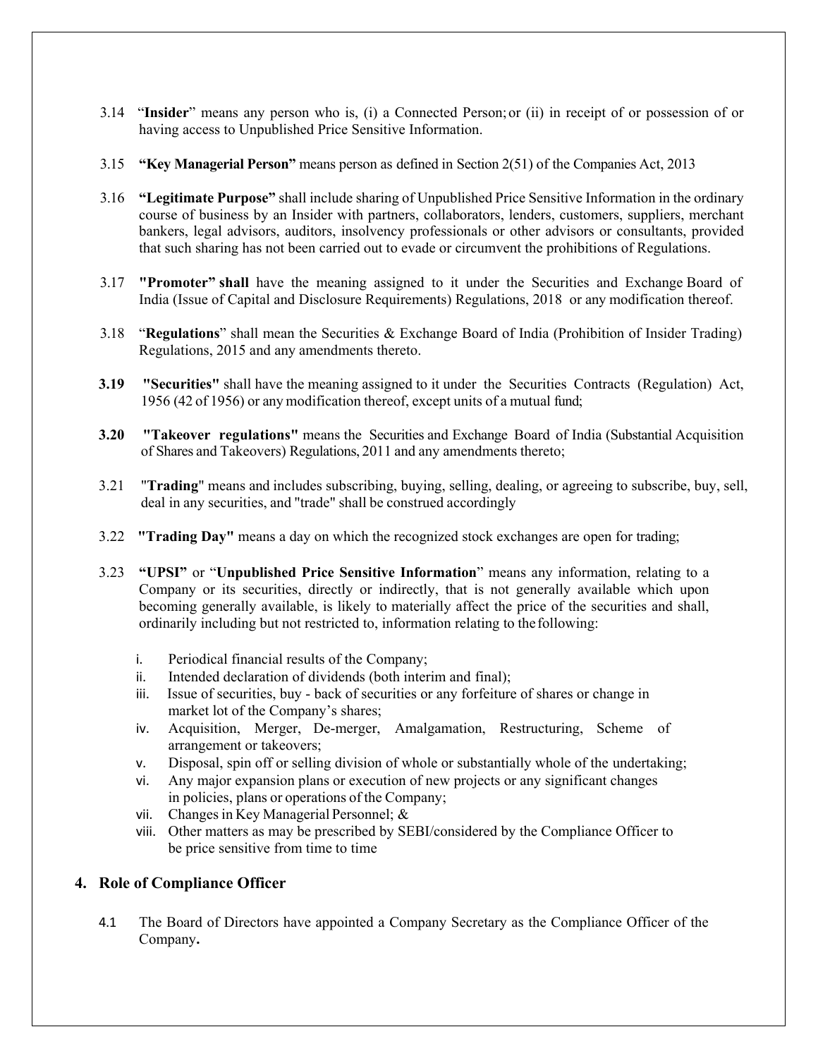3.14 "**Insider**" means any person who is, (i) a Connected Person; or (ii) in receipt of or possession of or having access to Unpublished Price Sensitive Information.

3.15 **"Key Managerial Person"** means person as defined in Section 2(51) of the Companies Act, 2013

3.16 **"Legitimate Purpose"** shall include sharing of Unpublished Price Sensitive Information in the ordinary course of business by an Insider with partners, collaborators, lenders, customers, suppliers, merchant bankers, legal advisors, auditors, insolvency professionals or other advisors or consultants, provided that such sharing has not been carried out to evade or circumvent the prohibitions of Regulations.

3.17 **"Promoter" shall** have the meaning assigned to it under the Securities and Exchange Board of India (Issue of Capital and Disclosure Requirements) Regulations, 2018 or any modification thereof.

3.18 "**Regulations**" shall mean the Securities & Exchange Board of India (Prohibition of Insider Trading) Regulations, 2015 and any amendments thereto.

**3.19** **"Securities"** shall have the meaning assigned to it under the Securities Contracts (Regulation) Act, 1956 (42 of 1956) or any modification thereof, except units of a mutual fund;

**3.20** **"Takeover regulations"** means the Securities and Exchange Board of India (Substantial Acquisition of Shares and Takeovers) Regulations, 2011 and any amendments thereto;

3.21 "**Trading**" means and includes subscribing, buying, selling, dealing, or agreeing to subscribe, buy, sell, deal in any securities, and "trade" shall be construed accordingly

3.22 **"Trading Day"** means a day on which the recognized stock exchanges are open for trading;

3.23 **"UPSI"** or "**Unpublished Price Sensitive Information**" means any information, relating to a Company or its securities, directly or indirectly, that is not generally available which upon becoming generally available, is likely to materially affect the price of the securities and shall, ordinarily including but not restricted to, information relating to the following:

i. Periodical financial results of the Company;
ii. Intended declaration of dividends (both interim and final);
iii. Issue of securities, buy - back of securities or any forfeiture of shares or change in market lot of the Company's shares;
iv. Acquisition, Merger, De-merger, Amalgamation, Restructuring, Scheme of arrangement or takeovers;
v. Disposal, spin off or selling division of whole or substantially whole of the undertaking;
vi. Any major expansion plans or execution of new projects or any significant changes in policies, plans or operations of the Company;
vii. Changes in Key Managerial Personnel; &
viii. Other matters as may be prescribed by SEBI/considered by the Compliance Officer to be price sensitive from time to time

## 4. Role of Compliance Officer

4.1 The Board of Directors have appointed a Company Secretary as the Compliance Officer of the Company**.**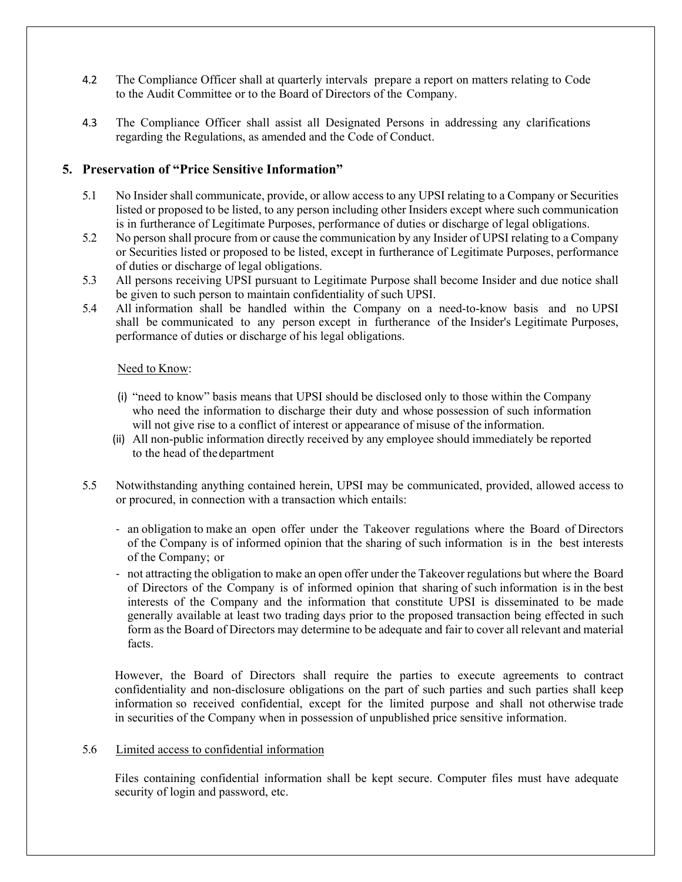4.2 The Compliance Officer shall at quarterly intervals prepare a report on matters relating to Code to the Audit Committee or to the Board of Directors of the Company.

4.3 The Compliance Officer shall assist all Designated Persons in addressing any clarifications regarding the Regulations, as amended and the Code of Conduct.

## 5. Preservation of "Price Sensitive Information"

5.1 No Insider shall communicate, provide, or allow access to any UPSI relating to a Company or Securities listed or proposed to be listed, to any person including other Insiders except where such communication is in furtherance of Legitimate Purposes, performance of duties or discharge of legal obligations.

5.2 No person shall procure from or cause the communication by any Insider of UPSI relating to a Company or Securities listed or proposed to be listed, except in furtherance of Legitimate Purposes, performance of duties or discharge of legal obligations.

5.3 All persons receiving UPSI pursuant to Legitimate Purpose shall become Insider and due notice shall be given to such person to maintain confidentiality of such UPSI.

5.4 All information shall be handled within the Company on a need-to-know basis and no UPSI shall be communicated to any person except in furtherance of the Insider's Legitimate Purposes, performance of duties or discharge of his legal obligations.

<u>Need to Know</u>:

(i) "need to know" basis means that UPSI should be disclosed only to those within the Company who need the information to discharge their duty and whose possession of such information will not give rise to a conflict of interest or appearance of misuse of the information.

(ii) All non-public information directly received by any employee should immediately be reported to the head of the department

5.5 Notwithstanding anything contained herein, UPSI may be communicated, provided, allowed access to or procured, in connection with a transaction which entails:

- an obligation to make an open offer under the Takeover regulations where the Board of Directors of the Company is of informed opinion that the sharing of such information is in the best interests of the Company; or
- not attracting the obligation to make an open offer under the Takeover regulations but where the Board of Directors of the Company is of informed opinion that sharing of such information is in the best interests of the Company and the information that constitute UPSI is disseminated to be made generally available at least two trading days prior to the proposed transaction being effected in such form as the Board of Directors may determine to be adequate and fair to cover all relevant and material facts.

However, the Board of Directors shall require the parties to execute agreements to contract confidentiality and non-disclosure obligations on the part of such parties and such parties shall keep information so received confidential, except for the limited purpose and shall not otherwise trade in securities of the Company when in possession of unpublished price sensitive information.

5.6 <u>Limited access to confidential information</u>

Files containing confidential information shall be kept secure. Computer files must have adequate security of login and password, etc.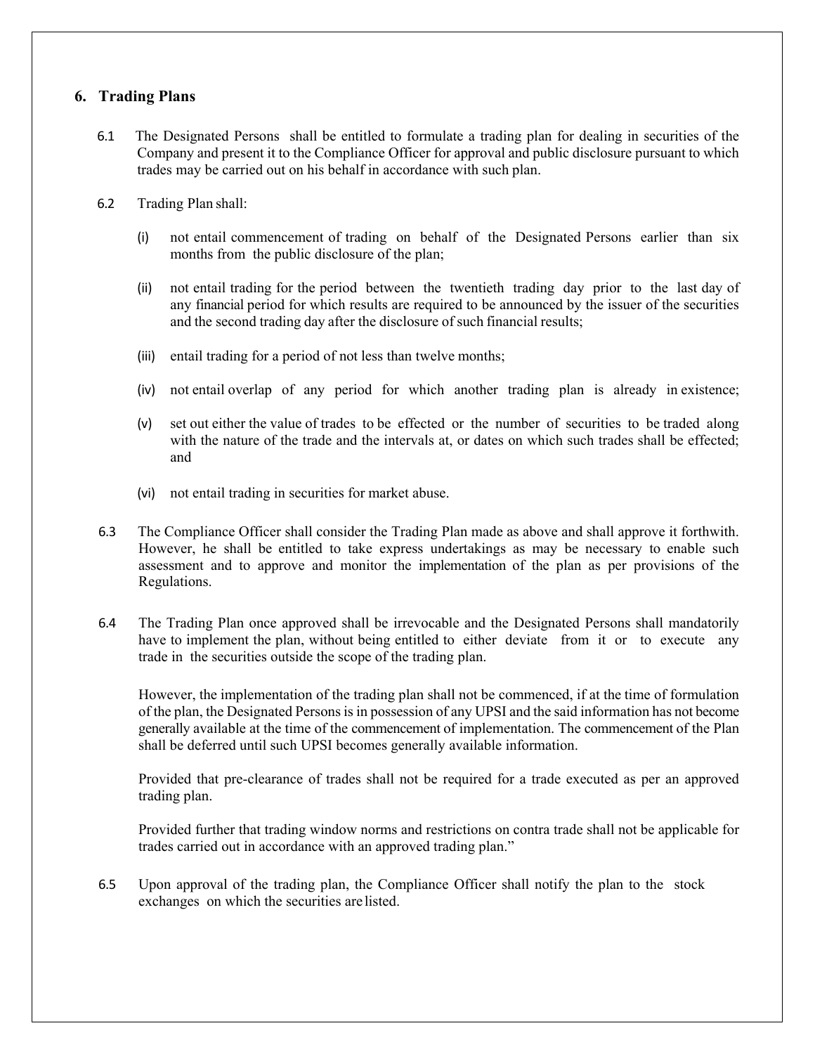## 6. Trading Plans

6.1 The Designated Persons shall be entitled to formulate a trading plan for dealing in securities of the Company and present it to the Compliance Officer for approval and public disclosure pursuant to which trades may be carried out on his behalf in accordance with such plan.

6.2 Trading Plan shall:

(i) not entail commencement of trading on behalf of the Designated Persons earlier than six months from the public disclosure of the plan;

(ii) not entail trading for the period between the twentieth trading day prior to the last day of any financial period for which results are required to be announced by the issuer of the securities and the second trading day after the disclosure of such financial results;

(iii) entail trading for a period of not less than twelve months;

(iv) not entail overlap of any period for which another trading plan is already in existence;

(v) set out either the value of trades to be effected or the number of securities to be traded along with the nature of the trade and the intervals at, or dates on which such trades shall be effected; and

(vi) not entail trading in securities for market abuse.

6.3 The Compliance Officer shall consider the Trading Plan made as above and shall approve it forthwith. However, he shall be entitled to take express undertakings as may be necessary to enable such assessment and to approve and monitor the implementation of the plan as per provisions of the Regulations.

6.4 The Trading Plan once approved shall be irrevocable and the Designated Persons shall mandatorily have to implement the plan, without being entitled to either deviate from it or to execute any trade in the securities outside the scope of the trading plan.

However, the implementation of the trading plan shall not be commenced, if at the time of formulation of the plan, the Designated Persons is in possession of any UPSI and the said information has not become generally available at the time of the commencement of implementation. The commencement of the Plan shall be deferred until such UPSI becomes generally available information.

Provided that pre-clearance of trades shall not be required for a trade executed as per an approved trading plan.

Provided further that trading window norms and restrictions on contra trade shall not be applicable for trades carried out in accordance with an approved trading plan."

6.5 Upon approval of the trading plan, the Compliance Officer shall notify the plan to the stock exchanges on which the securities are listed.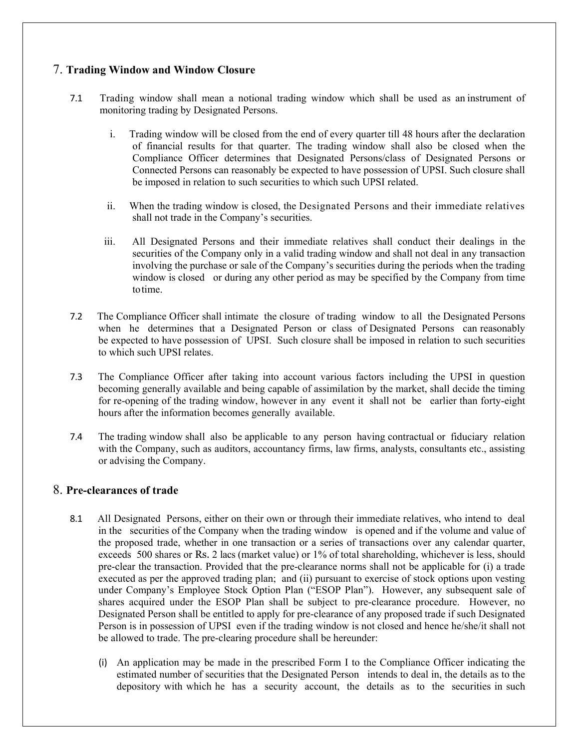## 7. **Trading Window and Window Closure**

7.1 Trading window shall mean a notional trading window which shall be used as an instrument of monitoring trading by Designated Persons.

i. Trading window will be closed from the end of every quarter till 48 hours after the declaration of financial results for that quarter. The trading window shall also be closed when the Compliance Officer determines that Designated Persons/class of Designated Persons or Connected Persons can reasonably be expected to have possession of UPSI. Such closure shall be imposed in relation to such securities to which such UPSI related.

ii. When the trading window is closed, the Designated Persons and their immediate relatives shall not trade in the Company's securities.

iii. All Designated Persons and their immediate relatives shall conduct their dealings in the securities of the Company only in a valid trading window and shall not deal in any transaction involving the purchase or sale of the Company's securities during the periods when the trading window is closed or during any other period as may be specified by the Company from time to time.

7.2 The Compliance Officer shall intimate the closure of trading window to all the Designated Persons when he determines that a Designated Person or class of Designated Persons can reasonably be expected to have possession of UPSI. Such closure shall be imposed in relation to such securities to which such UPSI relates.

7.3 The Compliance Officer after taking into account various factors including the UPSI in question becoming generally available and being capable of assimilation by the market, shall decide the timing for re-opening of the trading window, however in any event it shall not be earlier than forty-eight hours after the information becomes generally available.

7.4 The trading window shall also be applicable to any person having contractual or fiduciary relation with the Company, such as auditors, accountancy firms, law firms, analysts, consultants etc., assisting or advising the Company.

## 8. **Pre-clearances of trade**

8.1 All Designated Persons, either on their own or through their immediate relatives, who intend to deal in the securities of the Company when the trading window is opened and if the volume and value of the proposed trade, whether in one transaction or a series of transactions over any calendar quarter, exceeds 500 shares or Rs. 2 lacs (market value) or 1% of total shareholding, whichever is less, should pre-clear the transaction. Provided that the pre-clearance norms shall not be applicable for (i) a trade executed as per the approved trading plan; and (ii) pursuant to exercise of stock options upon vesting under Company's Employee Stock Option Plan ("ESOP Plan"). However, any subsequent sale of shares acquired under the ESOP Plan shall be subject to pre-clearance procedure. However, no Designated Person shall be entitled to apply for pre-clearance of any proposed trade if such Designated Person is in possession of UPSI even if the trading window is not closed and hence he/she/it shall not be allowed to trade. The pre-clearing procedure shall be hereunder:

(i) An application may be made in the prescribed Form I to the Compliance Officer indicating the estimated number of securities that the Designated Person intends to deal in, the details as to the depository with which he has a security account, the details as to the securities in such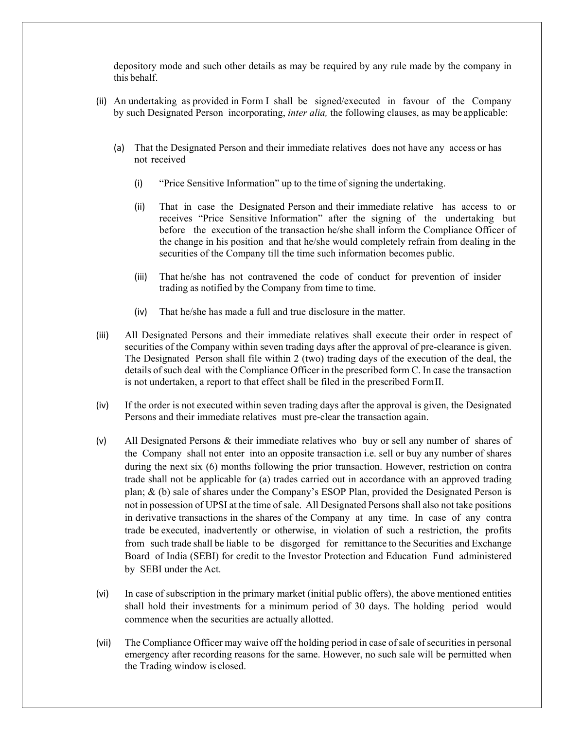depository mode and such other details as may be required by any rule made by the company in this behalf.

(ii) An undertaking as provided in Form I shall be signed/executed in favour of the Company by such Designated Person incorporating, *inter alia,* the following clauses, as may be applicable:

   (a) That the Designated Person and their immediate relatives does not have any access or has not received

      (i) "Price Sensitive Information" up to the time of signing the undertaking.

      (ii) That in case the Designated Person and their immediate relative has access to or receives "Price Sensitive Information" after the signing of the undertaking but before the execution of the transaction he/she shall inform the Compliance Officer of the change in his position and that he/she would completely refrain from dealing in the securities of the Company till the time such information becomes public.

      (iii) That he/she has not contravened the code of conduct for prevention of insider trading as notified by the Company from time to time.

      (iv) That he/she has made a full and true disclosure in the matter.

(iii) All Designated Persons and their immediate relatives shall execute their order in respect of securities of the Company within seven trading days after the approval of pre-clearance is given. The Designated Person shall file within 2 (two) trading days of the execution of the deal, the details of such deal with the Compliance Officer in the prescribed form C. In case the transaction is not undertaken, a report to that effect shall be filed in the prescribed Form II.

(iv) If the order is not executed within seven trading days after the approval is given, the Designated Persons and their immediate relatives must pre-clear the transaction again.

(v) All Designated Persons & their immediate relatives who buy or sell any number of shares of the Company shall not enter into an opposite transaction i.e. sell or buy any number of shares during the next six (6) months following the prior transaction. However, restriction on contra trade shall not be applicable for (a) trades carried out in accordance with an approved trading plan; & (b) sale of shares under the Company's ESOP Plan, provided the Designated Person is not in possession of UPSI at the time of sale. All Designated Persons shall also not take positions in derivative transactions in the shares of the Company at any time. In case of any contra trade be executed, inadvertently or otherwise, in violation of such a restriction, the profits from such trade shall be liable to be disgorged for remittance to the Securities and Exchange Board of India (SEBI) for credit to the Investor Protection and Education Fund administered by SEBI under the Act.

(vi) In case of subscription in the primary market (initial public offers), the above mentioned entities shall hold their investments for a minimum period of 30 days. The holding period would commence when the securities are actually allotted.

(vii) The Compliance Officer may waive off the holding period in case of sale of securities in personal emergency after recording reasons for the same. However, no such sale will be permitted when the Trading window is closed.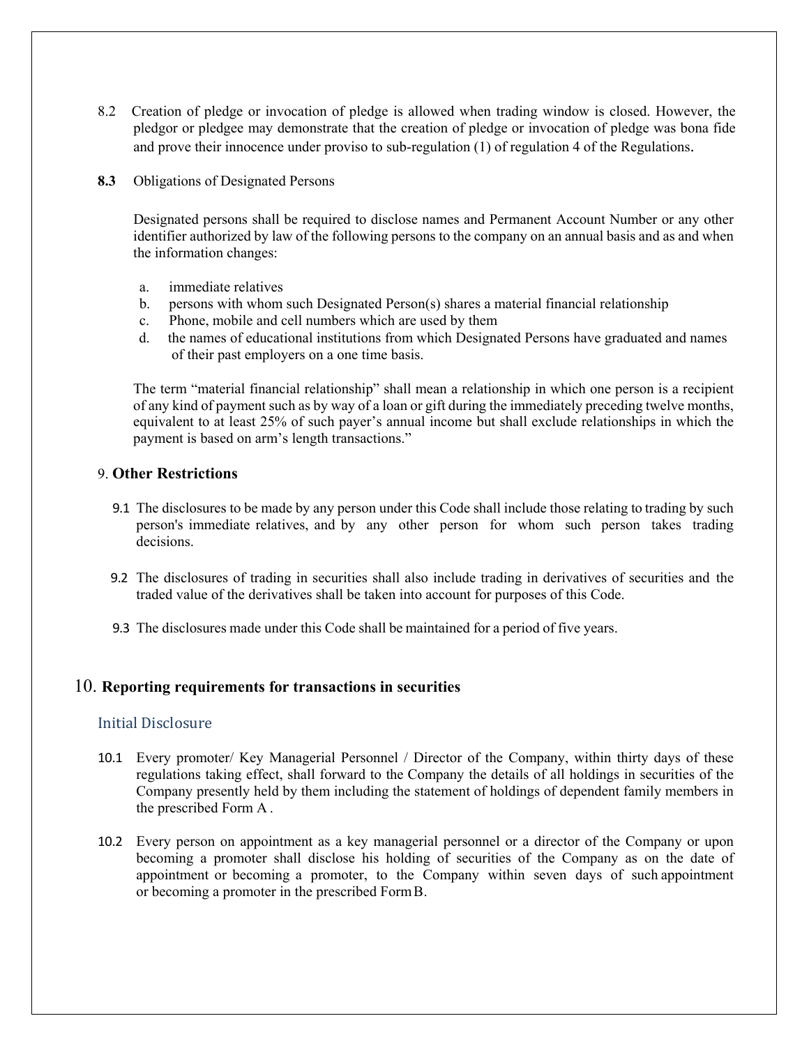8.2 Creation of pledge or invocation of pledge is allowed when trading window is closed. However, the pledgor or pledgee may demonstrate that the creation of pledge or invocation of pledge was bona fide and prove their innocence under proviso to sub-regulation (1) of regulation 4 of the Regulations.

**8.3** Obligations of Designated Persons

Designated persons shall be required to disclose names and Permanent Account Number or any other identifier authorized by law of the following persons to the company on an annual basis and as and when the information changes:

a. immediate relatives
b. persons with whom such Designated Person(s) shares a material financial relationship
c. Phone, mobile and cell numbers which are used by them
d. the names of educational institutions from which Designated Persons have graduated and names of their past employers on a one time basis.

The term "material financial relationship" shall mean a relationship in which one person is a recipient of any kind of payment such as by way of a loan or gift during the immediately preceding twelve months, equivalent to at least 25% of such payer's annual income but shall exclude relationships in which the payment is based on arm's length transactions."

## 9. **Other Restrictions**

9.1 The disclosures to be made by any person under this Code shall include those relating to trading by such person's immediate relatives, and by any other person for whom such person takes trading decisions.

9.2 The disclosures of trading in securities shall also include trading in derivatives of securities and the traded value of the derivatives shall be taken into account for purposes of this Code.

9.3 The disclosures made under this Code shall be maintained for a period of five years.

## 10. **Reporting requirements for transactions in securities**

### Initial Disclosure

10.1 Every promoter/ Key Managerial Personnel / Director of the Company, within thirty days of these regulations taking effect, shall forward to the Company the details of all holdings in securities of the Company presently held by them including the statement of holdings of dependent family members in the prescribed Form A .

10.2 Every person on appointment as a key managerial personnel or a director of the Company or upon becoming a promoter shall disclose his holding of securities of the Company as on the date of appointment or becoming a promoter, to the Company within seven days of such appointment or becoming a promoter in the prescribed Form B.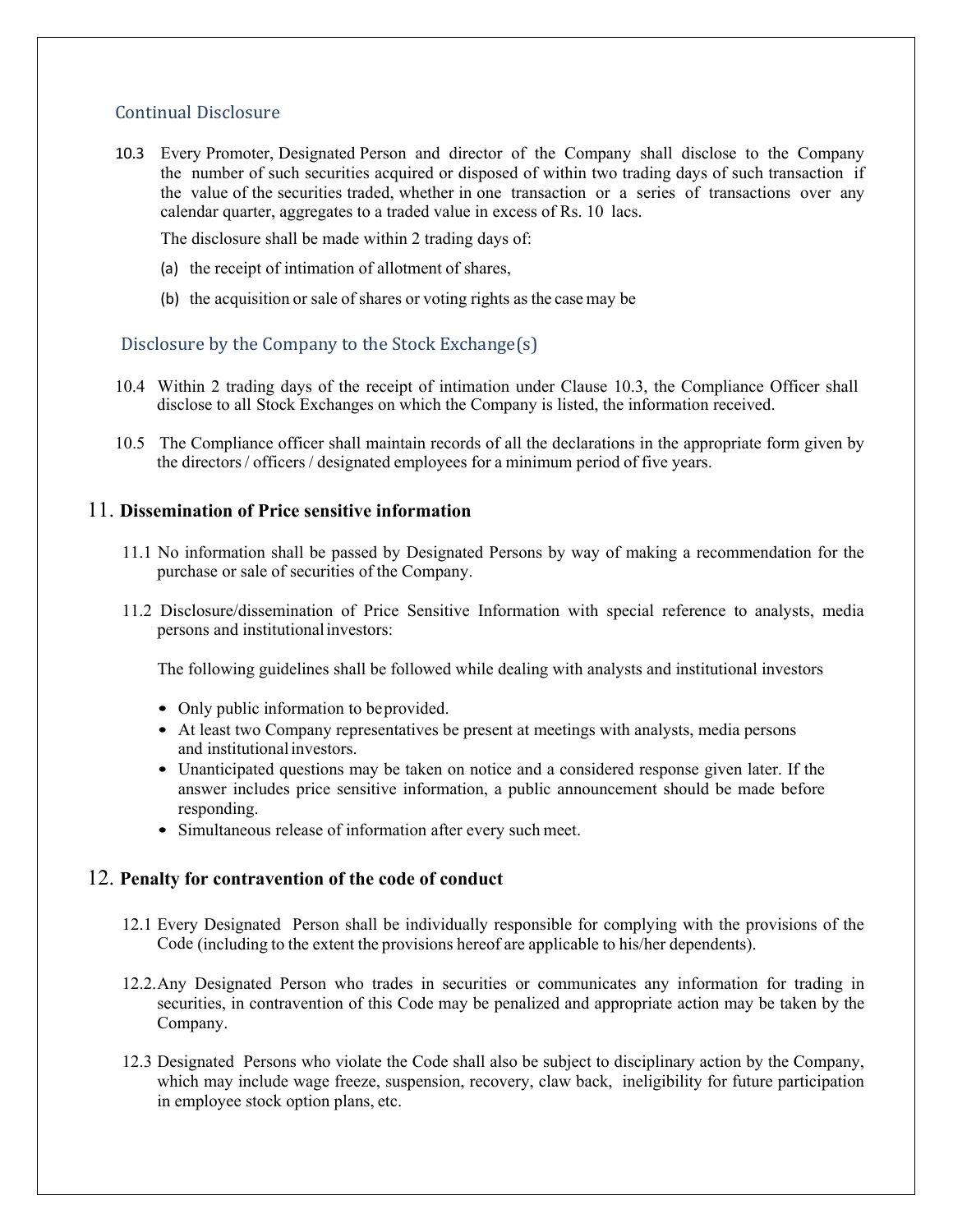### Continual Disclosure

10.3 Every Promoter, Designated Person and director of the Company shall disclose to the Company the number of such securities acquired or disposed of within two trading days of such transaction if the value of the securities traded, whether in one transaction or a series of transactions over any calendar quarter, aggregates to a traded value in excess of Rs. 10 lacs.

The disclosure shall be made within 2 trading days of:

(a) the receipt of intimation of allotment of shares,

(b) the acquisition or sale of shares or voting rights as the case may be

### Disclosure by the Company to the Stock Exchange(s)

10.4 Within 2 trading days of the receipt of intimation under Clause 10.3, the Compliance Officer shall disclose to all Stock Exchanges on which the Company is listed, the information received.

10.5 The Compliance officer shall maintain records of all the declarations in the appropriate form given by the directors / officers / designated employees for a minimum period of five years.

## 11. Dissemination of Price sensitive information

11.1 No information shall be passed by Designated Persons by way of making a recommendation for the purchase or sale of securities of the Company.

11.2 Disclosure/dissemination of Price Sensitive Information with special reference to analysts, media persons and institutional investors:

The following guidelines shall be followed while dealing with analysts and institutional investors

- Only public information to be provided.
- At least two Company representatives be present at meetings with analysts, media persons and institutional investors.
- Unanticipated questions may be taken on notice and a considered response given later. If the answer includes price sensitive information, a public announcement should be made before responding.
- Simultaneous release of information after every such meet.

## 12. Penalty for contravention of the code of conduct

12.1 Every Designated Person shall be individually responsible for complying with the provisions of the Code (including to the extent the provisions hereof are applicable to his/her dependents).

12.2. Any Designated Person who trades in securities or communicates any information for trading in securities, in contravention of this Code may be penalized and appropriate action may be taken by the Company.

12.3 Designated Persons who violate the Code shall also be subject to disciplinary action by the Company, which may include wage freeze, suspension, recovery, claw back, ineligibility for future participation in employee stock option plans, etc.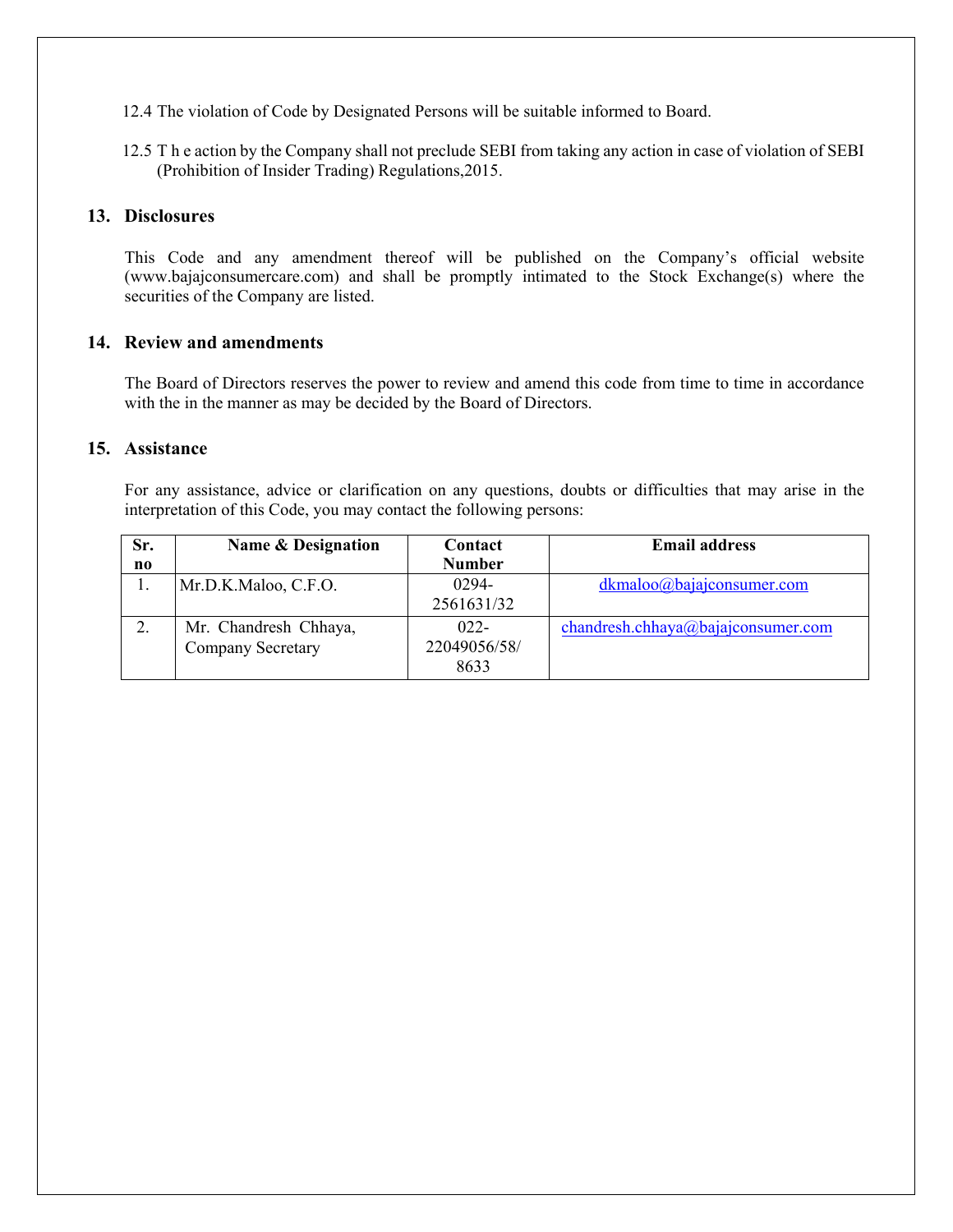12.4 The violation of Code by Designated Persons will be suitable informed to Board.

12.5 T h e action by the Company shall not preclude SEBI from taking any action in case of violation of SEBI (Prohibition of Insider Trading) Regulations,2015.

## 13. Disclosures

This Code and any amendment thereof will be published on the Company's official website (www.bajajconsumercare.com) and shall be promptly intimated to the Stock Exchange(s) where the securities of the Company are listed.

## 14. Review and amendments

The Board of Directors reserves the power to review and amend this code from time to time in accordance with the in the manner as may be decided by the Board of Directors.

## 15. Assistance

For any assistance, advice or clarification on any questions, doubts or difficulties that may arise in the interpretation of this Code, you may contact the following persons:

| Sr. no | Name & Designation | Contact Number | Email address |
|---|---|---|---|
| 1. | Mr.D.K.Maloo, C.F.O. | 0294-2561631/32 | dkmaloo@bajajconsumer.com |
| 2. | Mr. Chandresh Chhaya, Company Secretary | 022-22049056/58/8633 | chandresh.chhaya@bajajconsumer.com |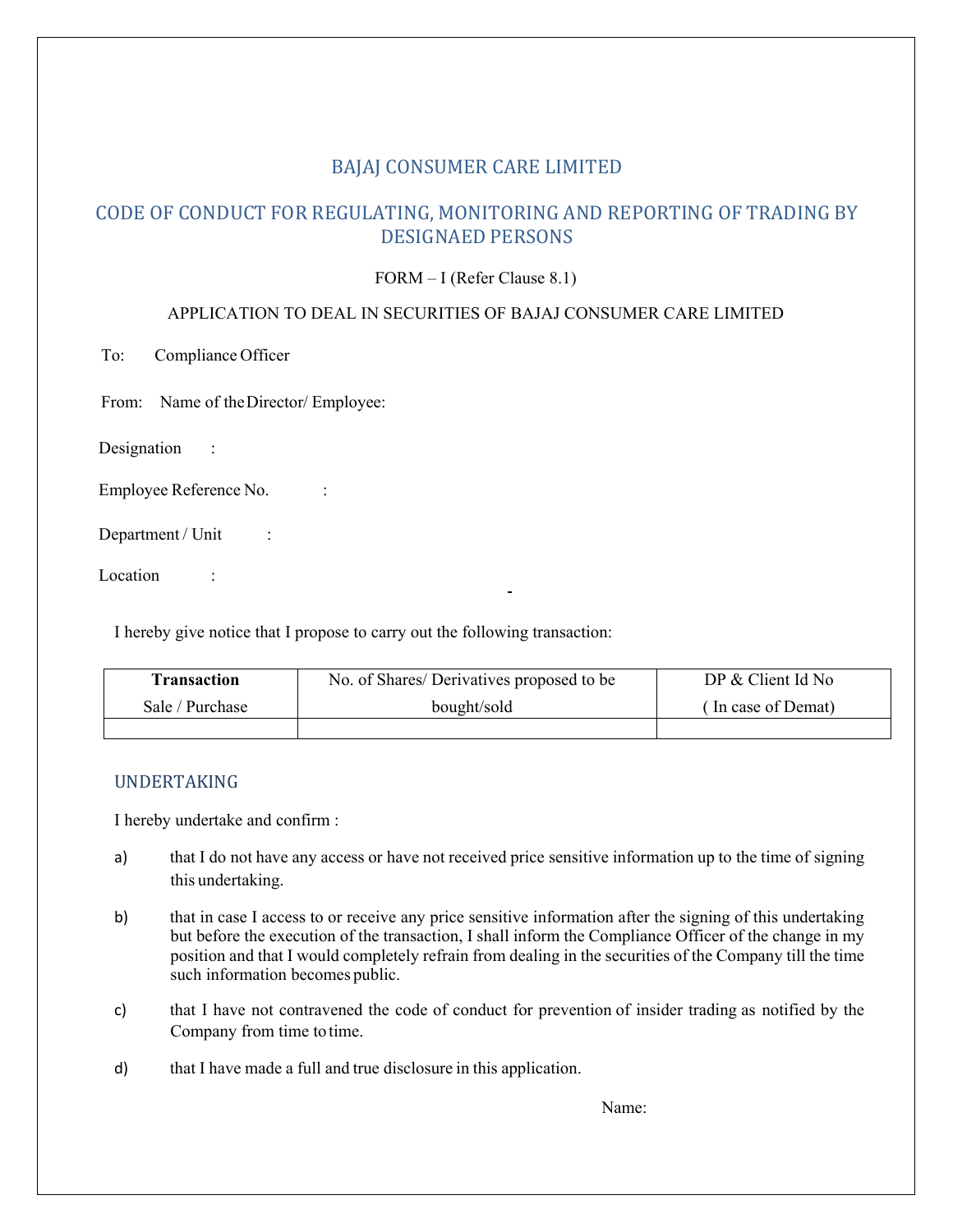## BAJAJ CONSUMER CARE LIMITED

## CODE OF CONDUCT FOR REGULATING, MONITORING AND REPORTING OF TRADING BY DESIGNAED PERSONS

FORM – I (Refer Clause 8.1)

APPLICATION TO DEAL IN SECURITIES OF BAJAJ CONSUMER CARE LIMITED

To: Compliance Officer

From: Name of the Director/ Employee:

Designation :

Employee Reference No. :

Department / Unit :

Location :

I hereby give notice that I propose to carry out the following transaction:

| **Transaction** Sale / Purchase | No. of Shares/ Derivatives proposed to be bought/sold | DP & Client Id No ( In case of Demat) |
|---|---|---|
| | | |

### UNDERTAKING

I hereby undertake and confirm :

a) that I do not have any access or have not received price sensitive information up to the time of signing this undertaking.

b) that in case I access to or receive any price sensitive information after the signing of this undertaking but before the execution of the transaction, I shall inform the Compliance Officer of the change in my position and that I would completely refrain from dealing in the securities of the Company till the time such information becomes public.

c) that I have not contravened the code of conduct for prevention of insider trading as notified by the Company from time to time.

d) that I have made a full and true disclosure in this application.

Name: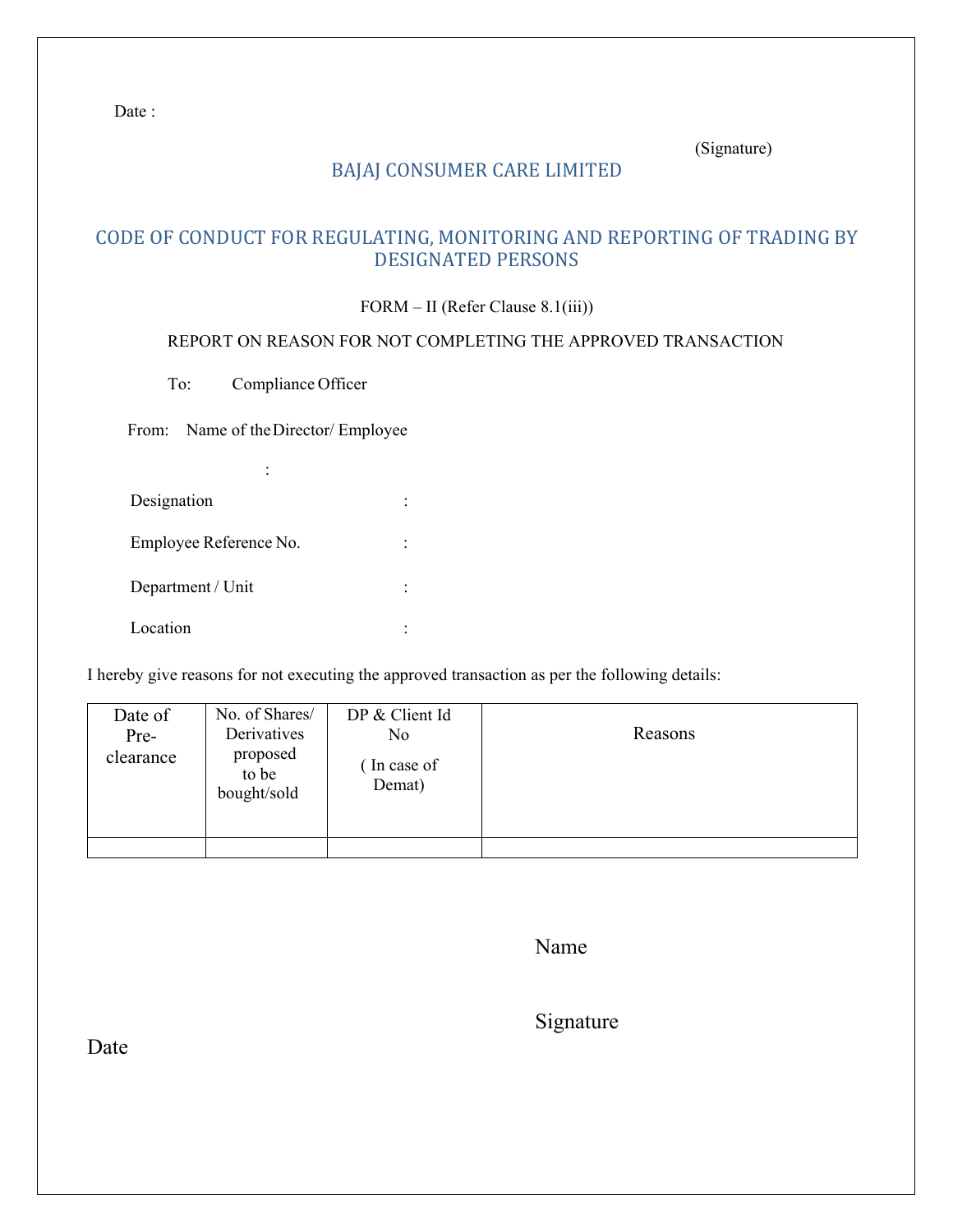Date :

(Signature)

## BAJAJ CONSUMER CARE LIMITED

## CODE OF CONDUCT FOR REGULATING, MONITORING AND REPORTING OF TRADING BY DESIGNATED PERSONS

FORM – II (Refer Clause 8.1(iii))

REPORT ON REASON FOR NOT COMPLETING THE APPROVED TRANSACTION

To: Compliance Officer

From: Name of the Director/ Employee :

Designation :

Employee Reference No. :

Department / Unit :

Location :

I hereby give reasons for not executing the approved transaction as per the following details:

| Date of Pre-clearance | No. of Shares/ Derivatives proposed to be bought/sold | DP & Client Id No ( In case of Demat) | Reasons |
|---|---|---|---|
| | | | |

Name

Signature

Date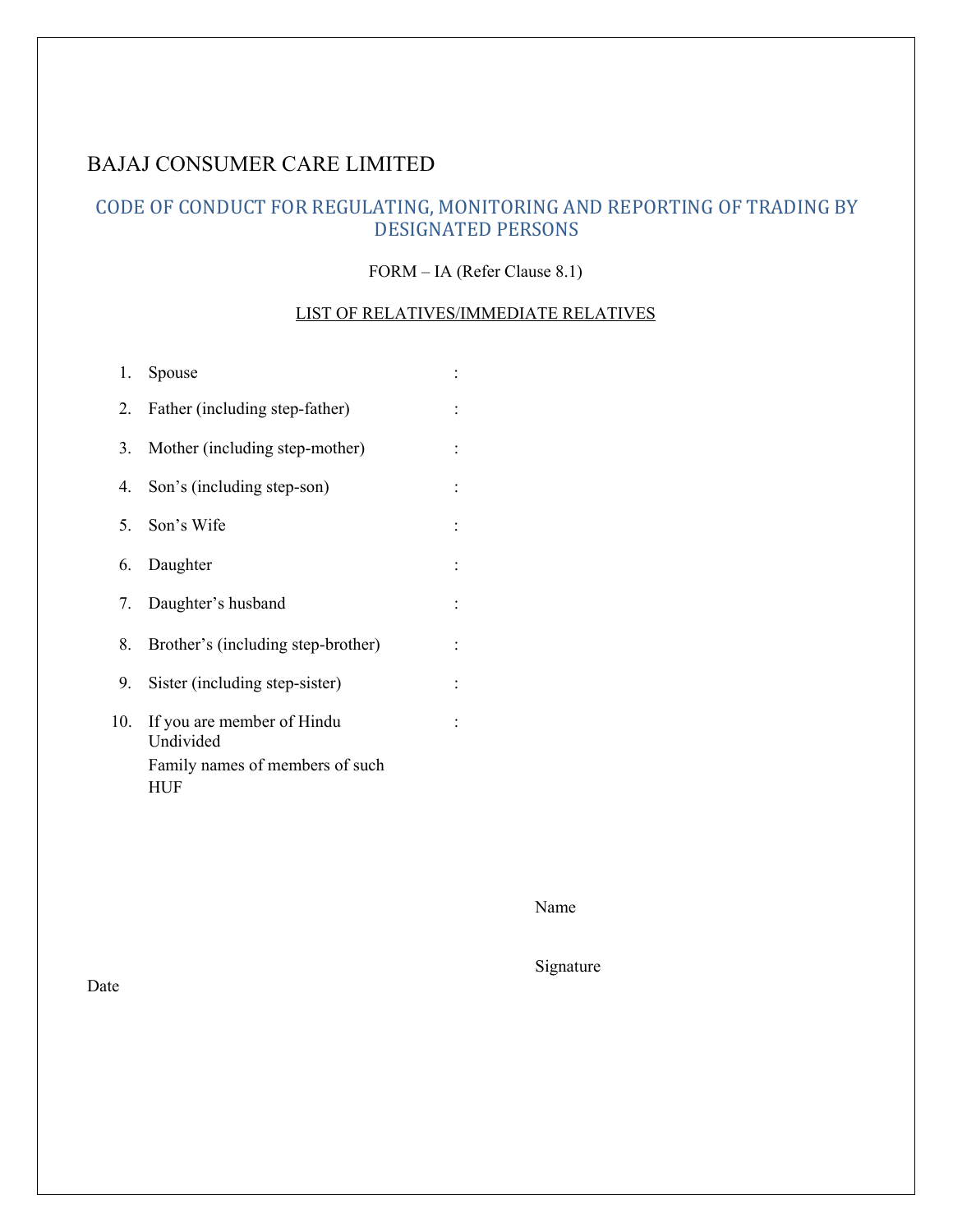BAJAJ CONSUMER CARE LIMITED

## CODE OF CONDUCT FOR REGULATING, MONITORING AND REPORTING OF TRADING BY DESIGNATED PERSONS

FORM – IA (Refer Clause 8.1)

LIST OF RELATIVES/IMMEDIATE RELATIVES

1. Spouse :
2. Father (including step-father) :
3. Mother (including step-mother) :
4. Son's (including step-son) :
5. Son's Wife :
6. Daughter :
7. Daughter's husband :
8. Brother's (including step-brother) :
9. Sister (including step-sister) :
10. If you are member of Hindu Undivided Family names of members of such HUF :

Name

Signature

Date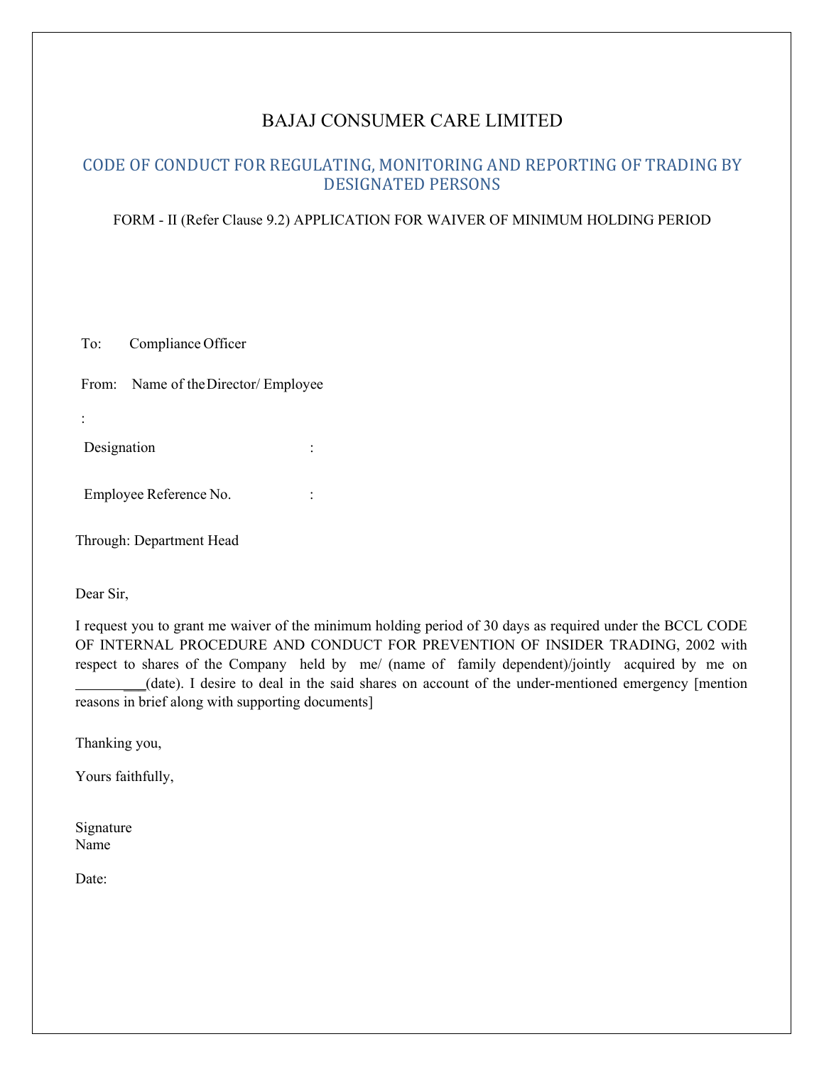# BAJAJ CONSUMER CARE LIMITED

## CODE OF CONDUCT FOR REGULATING, MONITORING AND REPORTING OF TRADING BY DESIGNATED PERSONS

FORM - II (Refer Clause 9.2) APPLICATION FOR WAIVER OF MINIMUM HOLDING PERIOD

To: Compliance Officer

From: Name of the Director/ Employee

:

Designation :

Employee Reference No. :

Through: Department Head

Dear Sir,

I request you to grant me waiver of the minimum holding period of 30 days as required under the BCCL CODE OF INTERNAL PROCEDURE AND CONDUCT FOR PREVENTION OF INSIDER TRADING, 2002 with respect to shares of the Company held by me/ (name of family dependent)/jointly acquired by me on ____________(date). I desire to deal in the said shares on account of the under-mentioned emergency [mention reasons in brief along with supporting documents]

Thanking you,

Yours faithfully,

Signature
Name

Date: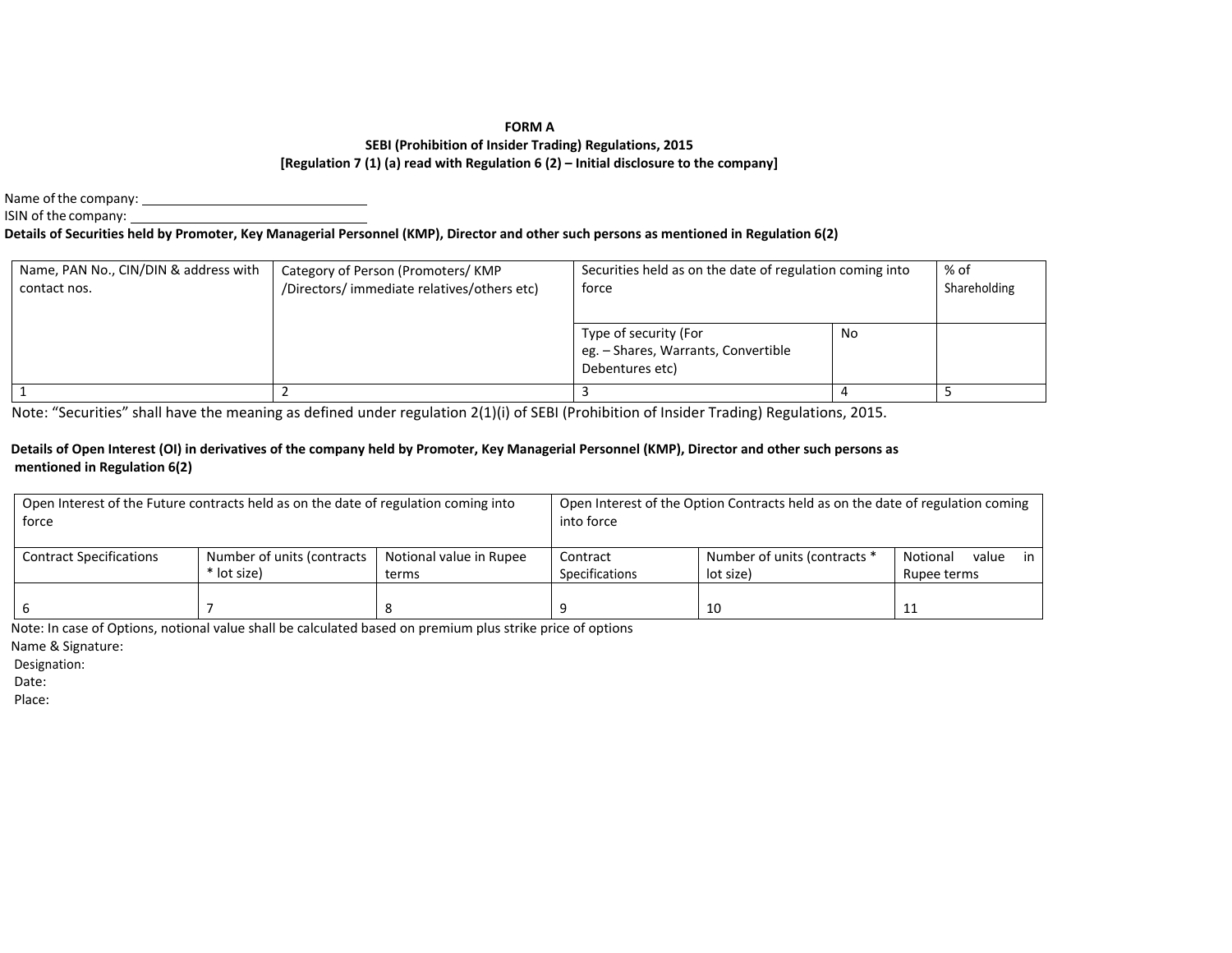**FORM A**

**SEBI (Prohibition of Insider Trading) Regulations, 2015**

**[Regulation 7 (1) (a) read with Regulation 6 (2) – Initial disclosure to the company]**

Name of the company: ______________________________

ISIN of the company: ______________________________

**Details of Securities held by Promoter, Key Managerial Personnel (KMP), Director and other such persons as mentioned in Regulation 6(2)**

| Name, PAN No., CIN/DIN & address with contact nos. | Category of Person (Promoters/ KMP /Directors/ immediate relatives/others etc) | Securities held as on the date of regulation coming into force | | % of Shareholding |
|---|---|---|---|---|
| | | Type of security (For eg. – Shares, Warrants, Convertible Debentures etc) | No | |
| 1 | 2 | 3 | 4 | 5 |

Note: "Securities" shall have the meaning as defined under regulation 2(1)(i) of SEBI (Prohibition of Insider Trading) Regulations, 2015.

**Details of Open Interest (OI) in derivatives of the company held by Promoter, Key Managerial Personnel (KMP), Director and other such persons as mentioned in Regulation 6(2)**

| Open Interest of the Future contracts held as on the date of regulation coming into force | | | Open Interest of the Option Contracts held as on the date of regulation coming into force | | |
|---|---|---|---|---|---|
| Contract Specifications | Number of units (contracts * lot size) | Notional value in Rupee terms | Contract Specifications | Number of units (contracts * lot size) | Notional value in Rupee terms |
| 6 | 7 | 8 | 9 | 10 | 11 |

Note: In case of Options, notional value shall be calculated based on premium plus strike price of options

Name & Signature:

Designation:

Date:

Place: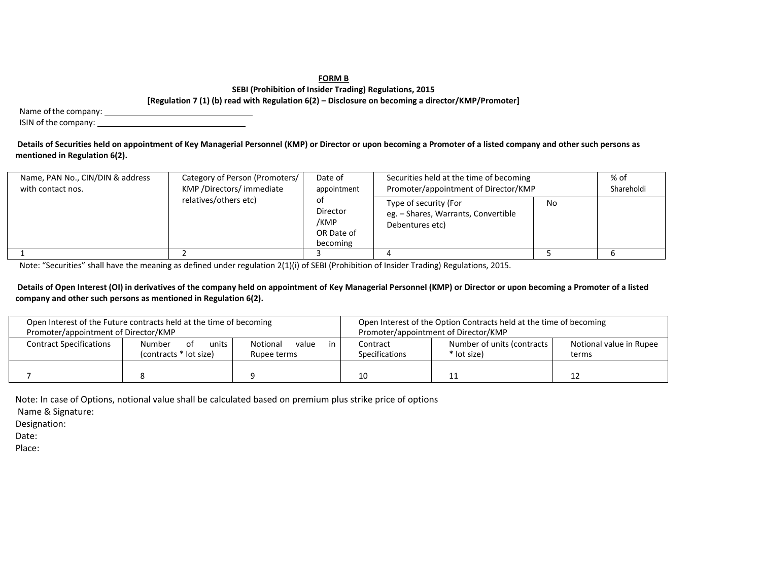**FORM B**

**SEBI (Prohibition of Insider Trading) Regulations, 2015**

**[Regulation 7 (1) (b) read with Regulation 6(2) – Disclosure on becoming a director/KMP/Promoter]**

Name of the company: ______________________

ISIN of the company: ______________________

**Details of Securities held on appointment of Key Managerial Personnel (KMP) or Director or upon becoming a Promoter of a listed company and other such persons as mentioned in Regulation 6(2).**

| Name, PAN No., CIN/DIN & address with contact nos. | Category of Person (Promoters/ KMP /Directors/ immediate relatives/others etc) | Date of appointment of Director /KMP OR Date of becoming | Securities held at the time of becoming Promoter/appointment of Director/KMP | | % of Shareholdi |
|---|---|---|---|---|---|
| | | | Type of security (For eg. – Shares, Warrants, Convertible Debentures etc) | No | |
| 1 | 2 | 3 | 4 | 5 | 6 |

Note: "Securities" shall have the meaning as defined under regulation 2(1)(i) of SEBI (Prohibition of Insider Trading) Regulations, 2015.

**Details of Open Interest (OI) in derivatives of the company held on appointment of Key Managerial Personnel (KMP) or Director or upon becoming a Promoter of a listed company and other such persons as mentioned in Regulation 6(2).**

| Open Interest of the Future contracts held at the time of becoming Promoter/appointment of Director/KMP | | | Open Interest of the Option Contracts held at the time of becoming Promoter/appointment of Director/KMP | | |
|---|---|---|---|---|---|
| Contract Specifications | Number of units (contracts * lot size) | Notional value in Rupee terms | Contract Specifications | Number of units (contracts * lot size) | Notional value in Rupee terms |
| 7 | 8 | 9 | 10 | 11 | 12 |

Note: In case of Options, notional value shall be calculated based on premium plus strike price of options

Name & Signature:

Designation:

Date:

Place: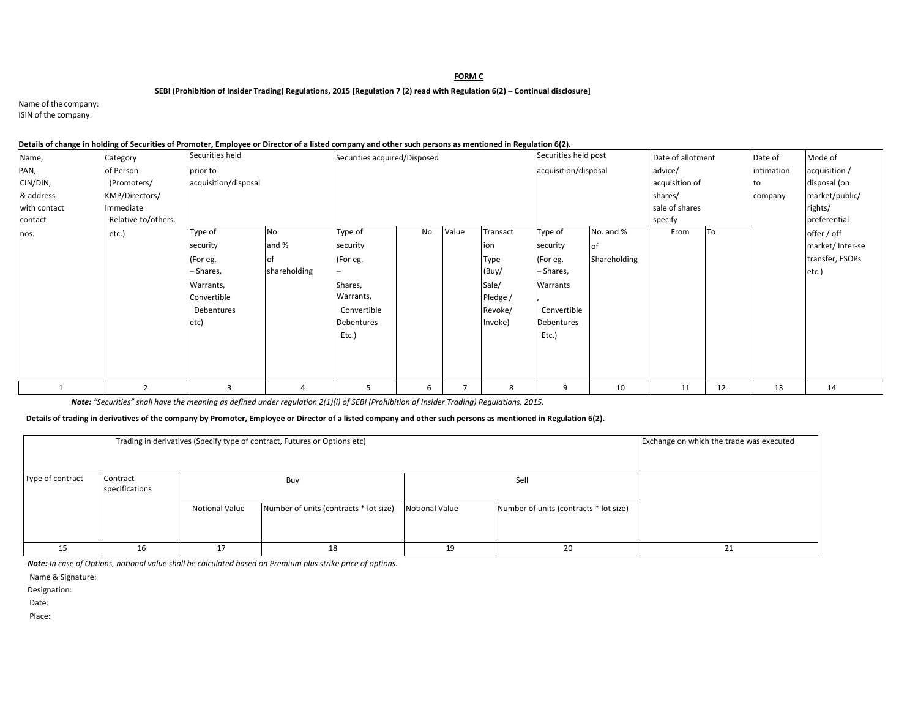**FORM C**

**SEBI (Prohibition of Insider Trading) Regulations, 2015 [Regulation 7 (2) read with Regulation 6(2) – Continual disclosure]**

Name of the company:
ISIN of the company:

**Details of change in holding of Securities of Promoter, Employee or Director of a listed company and other such persons as mentioned in Regulation 6(2).**

| Name, PAN, CIN/DIN, & address with contact contact nos. | Category of Person (Promoters/ KMP/Directors/ Immediate Relative to/others. etc.) | Securities held prior to acquisition/disposal | | Securities acquired/Disposed | | | | Securities held post acquisition/disposal | | Date of allotment advice/ acquisition of shares/ sale of shares specify | | Date of intimation to company | Mode of acquisition / disposal (on market/public/ rights/ preferential offer / off market/ Inter-se transfer, ESOPs etc.) |
|---|---|---|---|---|---|---|---|---|---|---|---|---|---|
| | | Type of security (For eg. – Shares, Warrants, Convertible Debentures etc) | No. and % of shareholding | Type of security (For eg. – Shares, Warrants, Convertible Debentures Etc.) | No | Value | Transaction Type (Buy/ Sale/ Pledge / Revoke/ Invoke) | Type of security (For eg. – Shares, Warrants , Convertible Debentures Etc.) | No. and % of Shareholding | From | To | | |
| 1 | 2 | 3 | 4 | 5 | 6 | 7 | 8 | 9 | 10 | 11 | 12 | 13 | 14 |

***Note:** "Securities" shall have the meaning as defined under regulation 2(1)(i) of SEBI (Prohibition of Insider Trading) Regulations, 2015.*

**Details of trading in derivatives of the company by Promoter, Employee or Director of a listed company and other such persons as mentioned in Regulation 6(2).**

| Trading in derivatives (Specify type of contract, Futures or Options etc) | | | | | | Exchange on which the trade was executed |
|---|---|---|---|---|---|---|
| Type of contract | Contract specifications | Buy | | Sell | | |
| | | Notional Value | Number of units (contracts * lot size) | Notional Value | Number of units (contracts * lot size) | |
| 15 | 16 | 17 | 18 | 19 | 20 | 21 |

***Note:** In case of Options, notional value shall be calculated based on Premium plus strike price of options.*

Name & Signature:

Designation:

Date:

Place: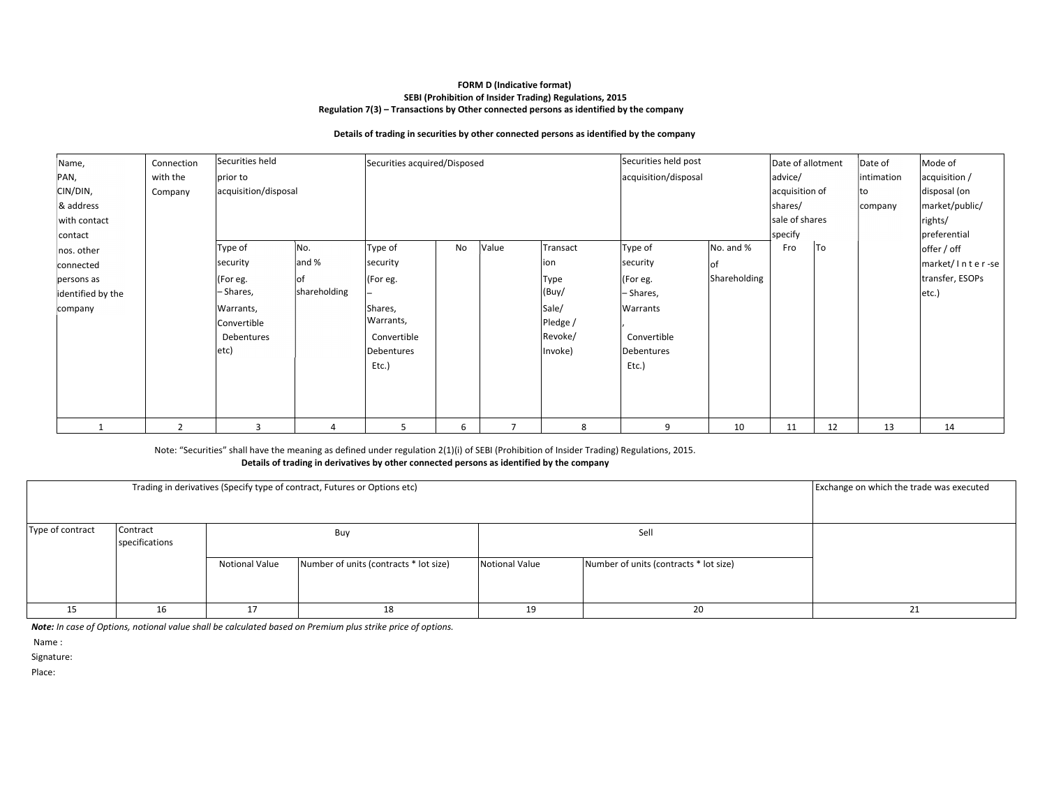**FORM D (Indicative format)**
**SEBI (Prohibition of Insider Trading) Regulations, 2015**
**Regulation 7(3) – Transactions by Other connected persons as identified by the company**

**Details of trading in securities by other connected persons as identified by the company**

| Name, PAN, CIN/DIN, & address with contact contact nos. other connected persons as identified by the company | Connection with the Company | Securities held prior to acquisition/disposal | | Securities acquired/Disposed | | | | Securities held post acquisition/disposal | | Date of allotment advice/ acquisition of shares/ sale of shares specify | | Date of intimation to company | Mode of acquisition / disposal (on market/public/ rights/ preferential offer / off market/ Inter-se transfer, ESOPs etc.) |
|---|---|---|---|---|---|---|---|---|---|---|---|---|---|
| | | Type of security (For eg. – Shares, Warrants, Convertible Debentures etc) | No. and % of shareholding | Type of security (For eg. – Shares, Warrants, Convertible Debentures Etc.) | No | Value | Transaction Type (Buy/ Sale/ Pledge / Revoke/ Invoke) | Type of security (For eg. – Shares, Warrants, Convertible Debentures Etc.) | No. and % of Shareholding | Fro | To | | |
| 1 | 2 | 3 | 4 | 5 | 6 | 7 | 8 | 9 | 10 | 11 | 12 | 13 | 14 |

Note: "Securities" shall have the meaning as defined under regulation 2(1)(i) of SEBI (Prohibition of Insider Trading) Regulations, 2015.

**Details of trading in derivatives by other connected persons as identified by the company**

| Trading in derivatives (Specify type of contract, Futures or Options etc) | | | | | | Exchange on which the trade was executed |
|---|---|---|---|---|---|---|
| Type of contract | Contract specifications | Buy | | Sell | | |
| | | Notional Value | Number of units (contracts * lot size) | Notional Value | Number of units (contracts * lot size) | |
| 15 | 16 | 17 | 18 | 19 | 20 | 21 |

***Note:*** *In case of Options, notional value shall be calculated based on Premium plus strike price of options.*

Name :

Signature:

Place: